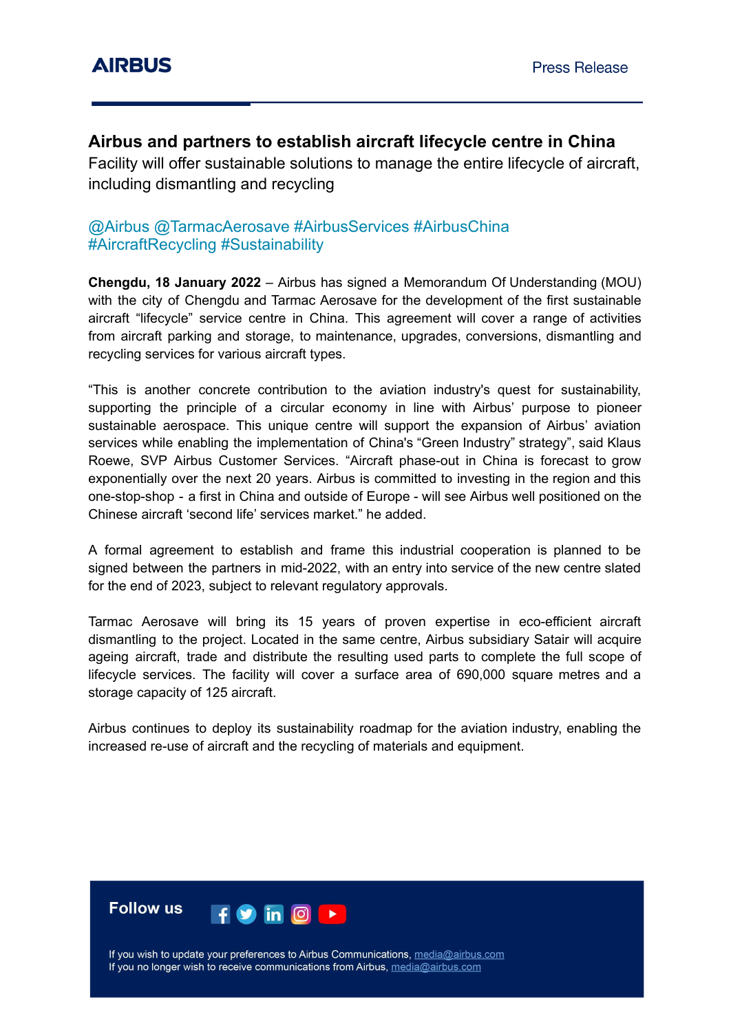AIRBUS

Press Release

# Airbus and partners to establish aircraft lifecycle centre in China

Facility will offer sustainable solutions to manage the entire lifecycle of aircraft, including dismantling and recycling

@Airbus @TarmacAerosave #AirbusServices #AirbusChina #AircraftRecycling #Sustainability

**Chengdu, 18 January 2022** – Airbus has signed a Memorandum Of Understanding (MOU) with the city of Chengdu and Tarmac Aerosave for the development of the first sustainable aircraft "lifecycle" service centre in China. This agreement will cover a range of activities from aircraft parking and storage, to maintenance, upgrades, conversions, dismantling and recycling services for various aircraft types.

"This is another concrete contribution to the aviation industry's quest for sustainability, supporting the principle of a circular economy in line with Airbus' purpose to pioneer sustainable aerospace. This unique centre will support the expansion of Airbus' aviation services while enabling the implementation of China's "Green Industry" strategy", said Klaus Roewe, SVP Airbus Customer Services. "Aircraft phase-out in China is forecast to grow exponentially over the next 20 years. Airbus is committed to investing in the region and this one-stop-shop - a first in China and outside of Europe - will see Airbus well positioned on the Chinese aircraft 'second life' services market." he added.

A formal agreement to establish and frame this industrial cooperation is planned to be signed between the partners in mid-2022, with an entry into service of the new centre slated for the end of 2023, subject to relevant regulatory approvals.

Tarmac Aerosave will bring its 15 years of proven expertise in eco-efficient aircraft dismantling to the project. Located in the same centre, Airbus subsidiary Satair will acquire ageing aircraft, trade and distribute the resulting used parts to complete the full scope of lifecycle services. The facility will cover a surface area of 690,000 square metres and a storage capacity of 125 aircraft.

Airbus continues to deploy its sustainability roadmap for the aviation industry, enabling the increased re-use of aircraft and the recycling of materials and equipment.

**Follow us**

If you wish to update your preferences to Airbus Communications, media@airbus.com
If you no longer wish to receive communications from Airbus, media@airbus.com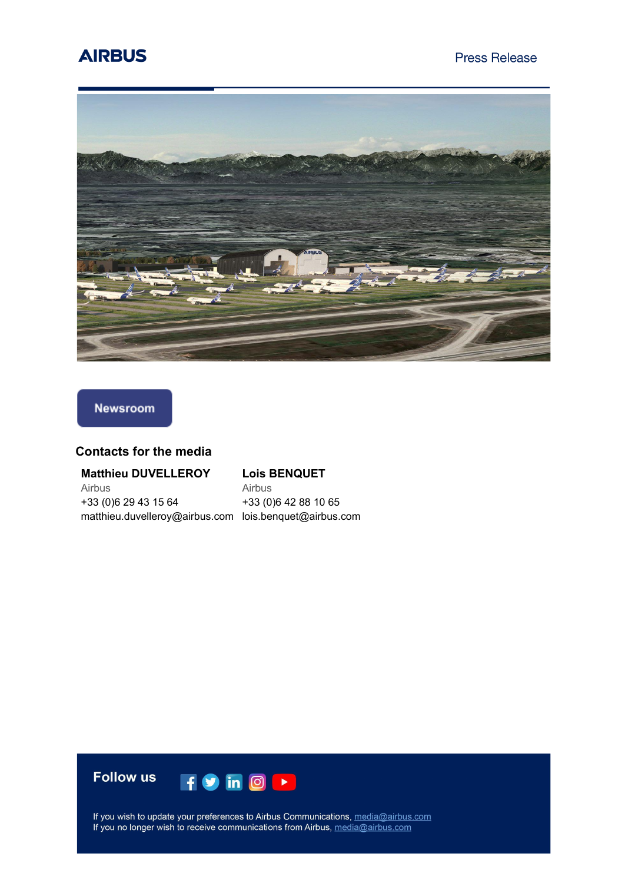Newsroom

## Contacts for the media

**Matthieu DUVELLEROY**
Airbus
+33 (0)6 29 43 15 64
matthieu.duvelleroy@airbus.com

**Lois BENQUET**
Airbus
+33 (0)6 42 88 10 65
lois.benquet@airbus.com

**Follow us**

If you wish to update your preferences to Airbus Communications, media@airbus.com
If you no longer wish to receive communications from Airbus, media@airbus.com